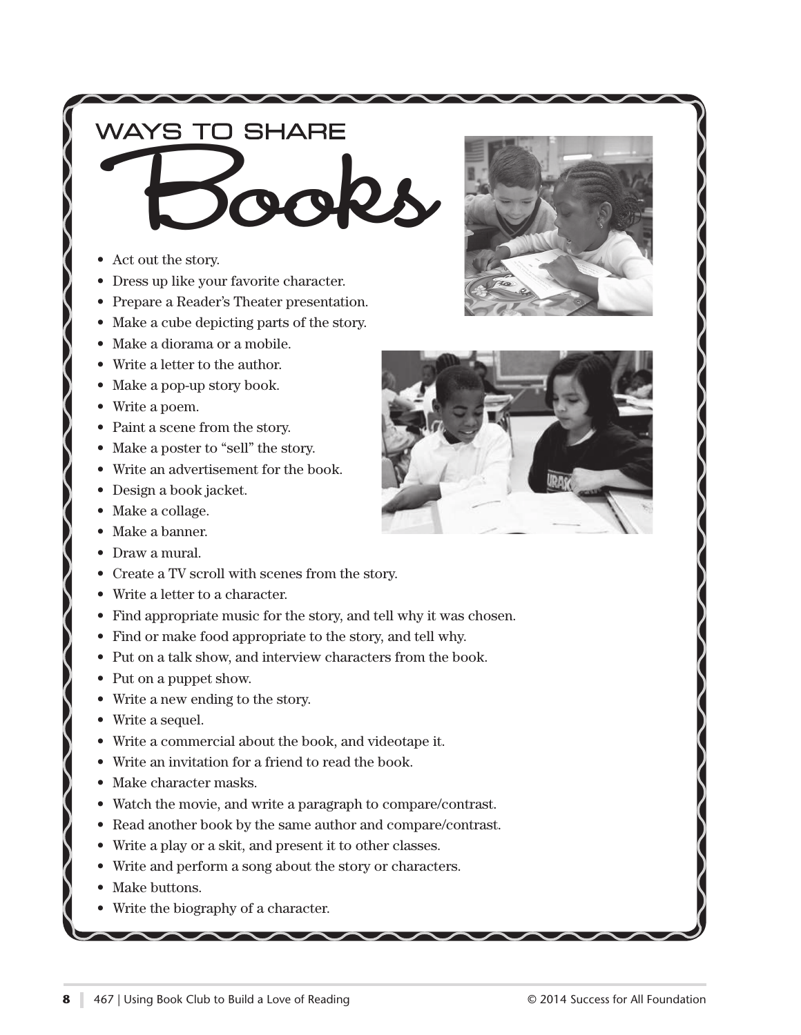# WAYS TO SHARE Books

- Act out the story.
- Dress up like your favorite character.
- Prepare a Reader's Theater presentation.
- Make a cube depicting parts of the story.
- Make a diorama or a mobile.
- Write a letter to the author.
- Make a pop-up story book.
- Write a poem.
- Paint a scene from the story.
- Make a poster to "sell" the story.
- Write an advertisement for the book.
- Design a book jacket.
- Make a collage.
- Make a banner.
- Draw a mural.
- Create a TV scroll with scenes from the story.
- Write a letter to a character.
- Find appropriate music for the story, and tell why it was chosen.
- Find or make food appropriate to the story, and tell why.
- Put on a talk show, and interview characters from the book.
- Put on a puppet show.
- Write a new ending to the story.
- Write a sequel.
- Write a commercial about the book, and videotape it.
- Write an invitation for a friend to read the book.
- Make character masks.
- Watch the movie, and write a paragraph to compare/contrast.
- Read another book by the same author and compare/contrast.
- Write a play or a skit, and present it to other classes.
- Write and perform a song about the story or characters.
- Make buttons.
- Write the biography of a character.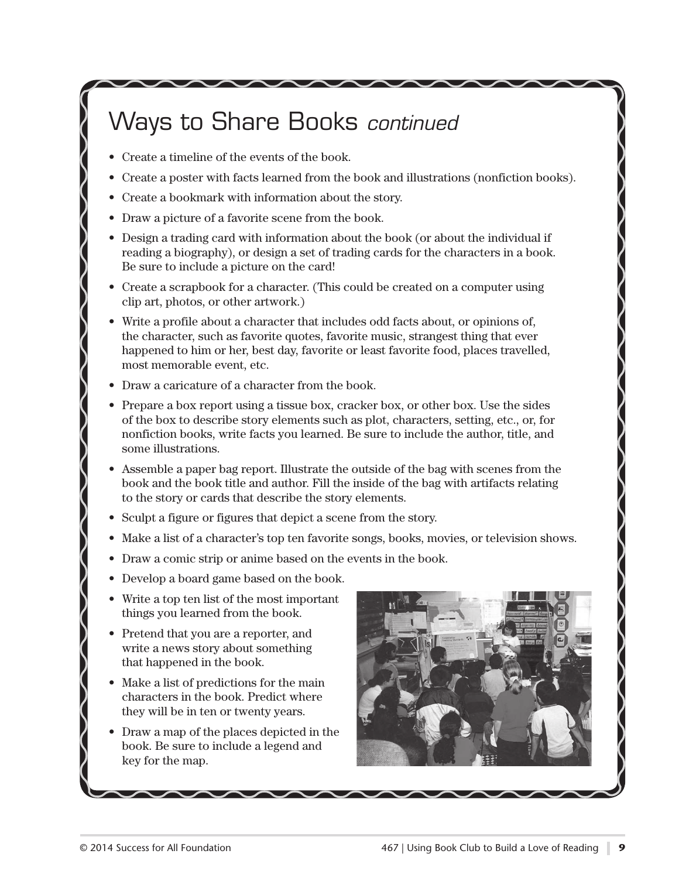# Ways to Share Books *continued*

- Create a timeline of the events of the book.
- Create a poster with facts learned from the book and illustrations (nonfiction books).
- Create a bookmark with information about the story.
- Draw a picture of a favorite scene from the book.
- Design a trading card with information about the book (or about the individual if reading a biography), or design a set of trading cards for the characters in a book. Be sure to include a picture on the card!
- Create a scrapbook for a character. (This could be created on a computer using clip art, photos, or other artwork.)
- Write a profile about a character that includes odd facts about, or opinions of, the character, such as favorite quotes, favorite music, strangest thing that ever happened to him or her, best day, favorite or least favorite food, places travelled, most memorable event, etc.
- Draw a caricature of a character from the book.
- Prepare a box report using a tissue box, cracker box, or other box. Use the sides of the box to describe story elements such as plot, characters, setting, etc., or, for nonfiction books, write facts you learned. Be sure to include the author, title, and some illustrations.
- Assemble a paper bag report. Illustrate the outside of the bag with scenes from the book and the book title and author. Fill the inside of the bag with artifacts relating to the story or cards that describe the story elements.
- Sculpt a figure or figures that depict a scene from the story.
- Make a list of a character's top ten favorite songs, books, movies, or television shows.
- Draw a comic strip or anime based on the events in the book.
- Develop a board game based on the book.
- Write a top ten list of the most important things you learned from the book.
- Pretend that you are a reporter, and write a news story about something that happened in the book.
- Make a list of predictions for the main characters in the book. Predict where they will be in ten or twenty years.
- Draw a map of the places depicted in the book. Be sure to include a legend and key for the map.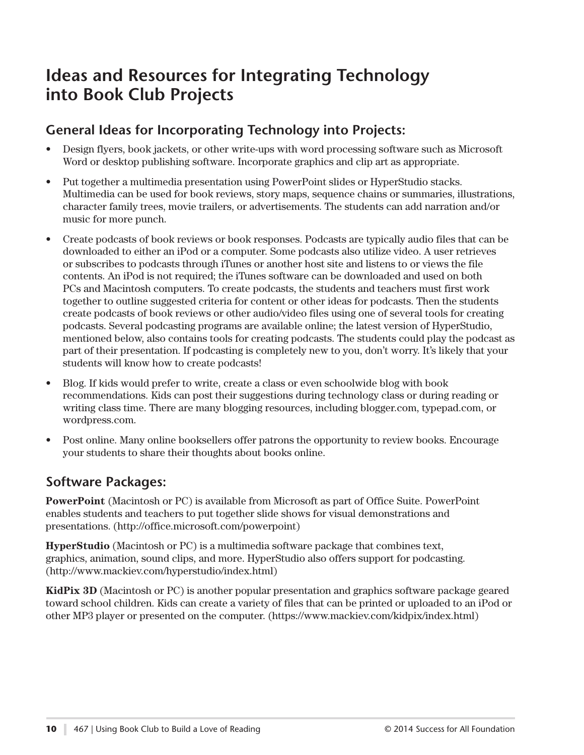# Ideas and Resources for Integrating Technology into Book Club Projects

## General Ideas for Incorporating Technology into Projects:

- Design flyers, book jackets, or other write-ups with word processing software such as Microsoft Word or desktop publishing software. Incorporate graphics and clip art as appropriate.
- Put together a multimedia presentation using PowerPoint slides or HyperStudio stacks. Multimedia can be used for book reviews, story maps, sequence chains or summaries, illustrations, character family trees, movie trailers, or advertisements. The students can add narration and/or music for more punch.
- Create podcasts of book reviews or book responses. Podcasts are typically audio files that can be downloaded to either an iPod or a computer. Some podcasts also utilize video. A user retrieves or subscribes to podcasts through iTunes or another host site and listens to or views the file contents. An iPod is not required; the iTunes software can be downloaded and used on both PCs and Macintosh computers. To create podcasts, the students and teachers must first work together to outline suggested criteria for content or other ideas for podcasts. Then the students create podcasts of book reviews or other audio/video files using one of several tools for creating podcasts. Several podcasting programs are available online; the latest version of HyperStudio, mentioned below, also contains tools for creating podcasts. The students could play the podcast as part of their presentation. If podcasting is completely new to you, don't worry. It's likely that your students will know how to create podcasts!
- Blog. If kids would prefer to write, create a class or even schoolwide blog with book recommendations. Kids can post their suggestions during technology class or during reading or writing class time. There are many blogging resources, including blogger.com, typepad.com, or wordpress.com.
- Post online. Many online booksellers offer patrons the opportunity to review books. Encourage your students to share their thoughts about books online.

## Software Packages:

**PowerPoint** (Macintosh or PC) is available from Microsoft as part of Office Suite. PowerPoint enables students and teachers to put together slide shows for visual demonstrations and presentations. (http://office.microsoft.com/powerpoint)

**HyperStudio** (Macintosh or PC) is a multimedia software package that combines text, graphics, animation, sound clips, and more. HyperStudio also offers support for podcasting. (http://www.mackiev.com/hyperstudio/index.html)

**KidPix 3D** (Macintosh or PC) is another popular presentation and graphics software package geared toward school children. Kids can create a variety of files that can be printed or uploaded to an iPod or other MP3 player or presented on the computer. (https://www.mackiev.com/kidpix/index.html)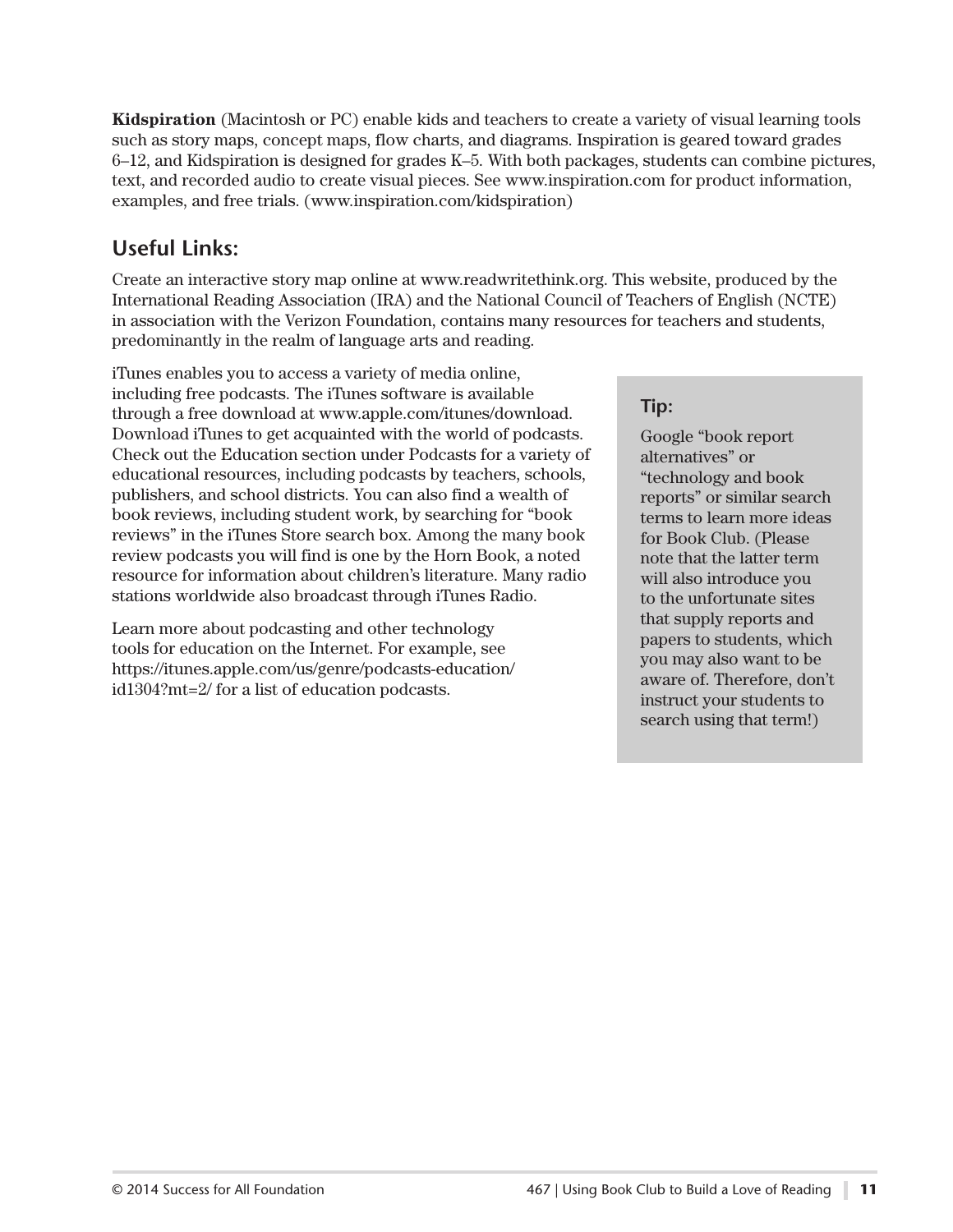**Kidspiration** (Macintosh or PC) enable kids and teachers to create a variety of visual learning tools such as story maps, concept maps, flow charts, and diagrams. Inspiration is geared toward grades 6–12, and Kidspiration is designed for grades K–5. With both packages, students can combine pictures, text, and recorded audio to create visual pieces. See www.inspiration.com for product information, examples, and free trials. (www.inspiration.com/kidspiration)

## Useful Links:

Create an interactive story map online at www.readwritethink.org. This website, produced by the International Reading Association (IRA) and the National Council of Teachers of English (NCTE) in association with the Verizon Foundation, contains many resources for teachers and students, predominantly in the realm of language arts and reading.

iTunes enables you to access a variety of media online, including free podcasts. The iTunes software is available through a free download at www.apple.com/itunes/download. Download iTunes to get acquainted with the world of podcasts. Check out the Education section under Podcasts for a variety of educational resources, including podcasts by teachers, schools, publishers, and school districts. You can also find a wealth of book reviews, including student work, by searching for "book reviews" in the iTunes Store search box. Among the many book review podcasts you will find is one by the Horn Book, a noted resource for information about children's literature. Many radio stations worldwide also broadcast through iTunes Radio.

Learn more about podcasting and other technology tools for education on the Internet. For example, see https://itunes.apple.com/us/genre/podcasts-education/id1304?mt=2/ for a list of education podcasts.

> **Tip:**
>
> Google "book report alternatives" or "technology and book reports" or similar search terms to learn more ideas for Book Club. (Please note that the latter term will also introduce you to the unfortunate sites that supply reports and papers to students, which you may also want to be aware of. Therefore, don't instruct your students to search using that term!)